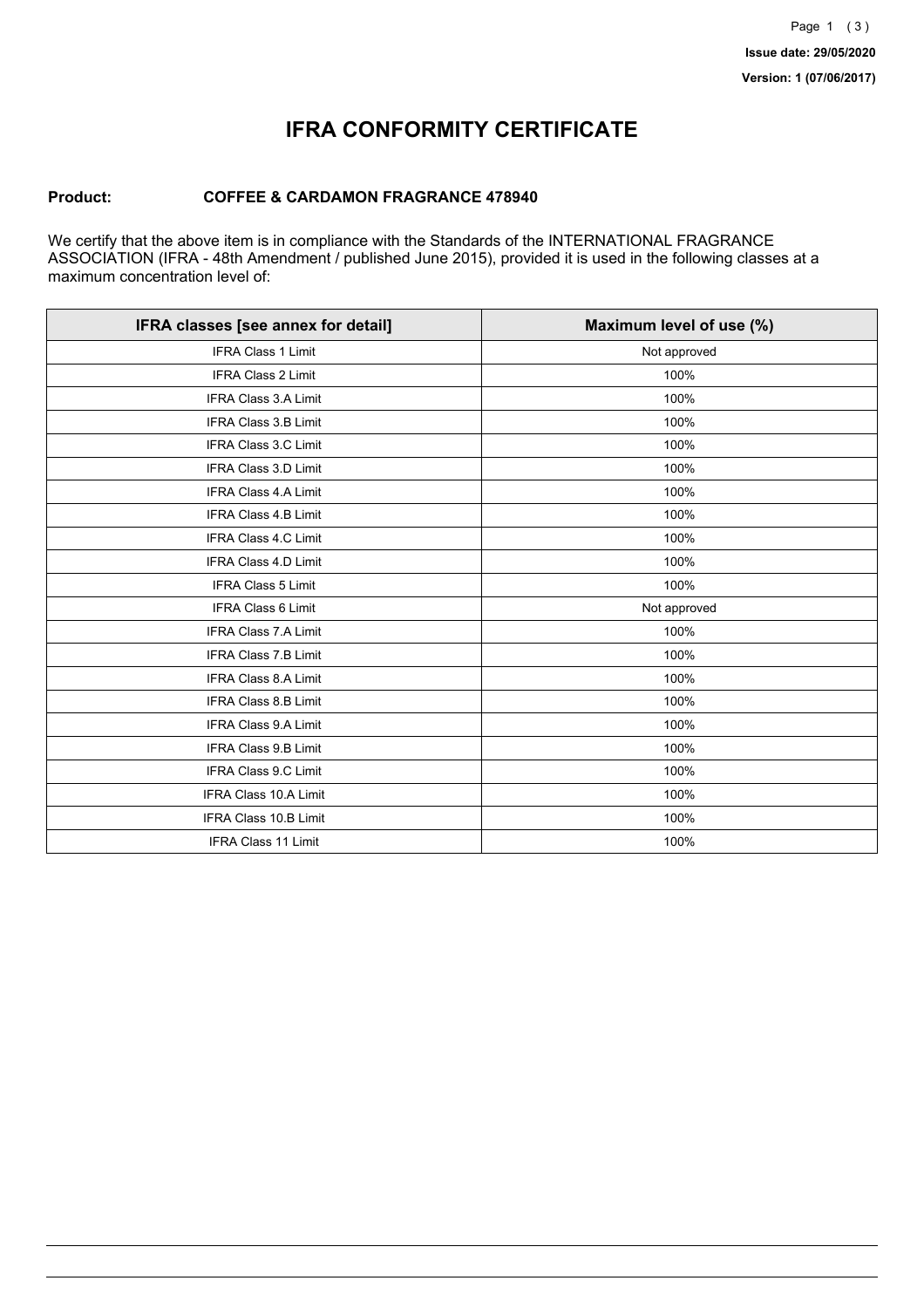# IFRA CONFORMITY CERTIFICATE

**Product:** **COFFEE & CARDAMON FRAGRANCE 478940**

We certify that the above item is in compliance with the Standards of the INTERNATIONAL FRAGRANCE ASSOCIATION (IFRA - 48th Amendment / published June 2015), provided it is used in the following classes at a maximum concentration level of:

| IFRA classes [see annex for detail] | Maximum level of use (%) |
|---|---|
| IFRA Class 1 Limit | Not approved |
| IFRA Class 2 Limit | 100% |
| IFRA Class 3.A Limit | 100% |
| IFRA Class 3.B Limit | 100% |
| IFRA Class 3.C Limit | 100% |
| IFRA Class 3.D Limit | 100% |
| IFRA Class 4.A Limit | 100% |
| IFRA Class 4.B Limit | 100% |
| IFRA Class 4.C Limit | 100% |
| IFRA Class 4.D Limit | 100% |
| IFRA Class 5 Limit | 100% |
| IFRA Class 6 Limit | Not approved |
| IFRA Class 7.A Limit | 100% |
| IFRA Class 7.B Limit | 100% |
| IFRA Class 8.A Limit | 100% |
| IFRA Class 8.B Limit | 100% |
| IFRA Class 9.A Limit | 100% |
| IFRA Class 9.B Limit | 100% |
| IFRA Class 9.C Limit | 100% |
| IFRA Class 10.A Limit | 100% |
| IFRA Class 10.B Limit | 100% |
| IFRA Class 11 Limit | 100% |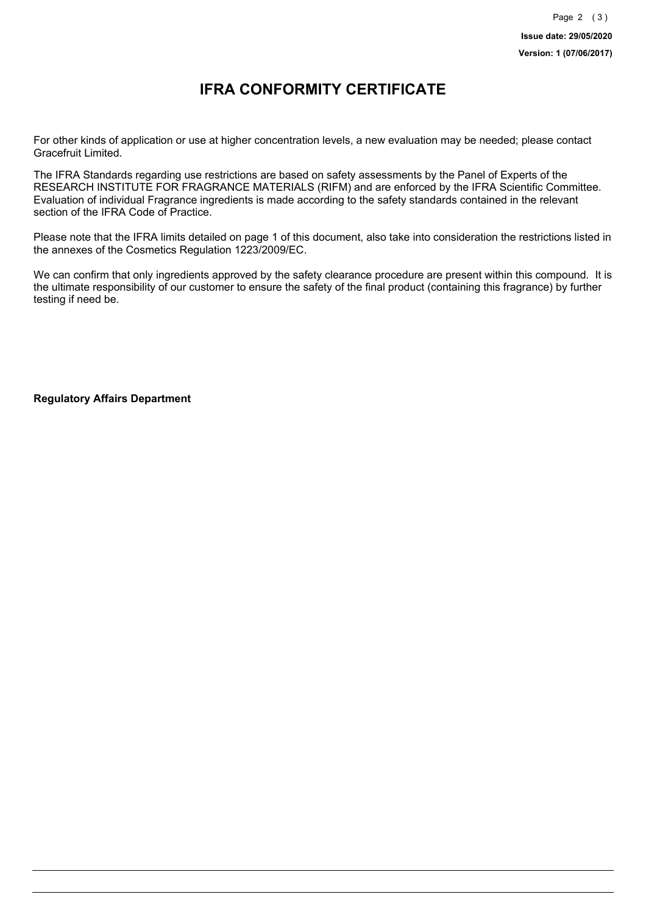# IFRA CONFORMITY CERTIFICATE

For other kinds of application or use at higher concentration levels, a new evaluation may be needed; please contact Gracefruit Limited.

The IFRA Standards regarding use restrictions are based on safety assessments by the Panel of Experts of the RESEARCH INSTITUTE FOR FRAGRANCE MATERIALS (RIFM) and are enforced by the IFRA Scientific Committee. Evaluation of individual Fragrance ingredients is made according to the safety standards contained in the relevant section of the IFRA Code of Practice.

Please note that the IFRA limits detailed on page 1 of this document, also take into consideration the restrictions listed in the annexes of the Cosmetics Regulation 1223/2009/EC.

We can confirm that only ingredients approved by the safety clearance procedure are present within this compound. It is the ultimate responsibility of our customer to ensure the safety of the final product (containing this fragrance) by further testing if need be.

**Regulatory Affairs Department**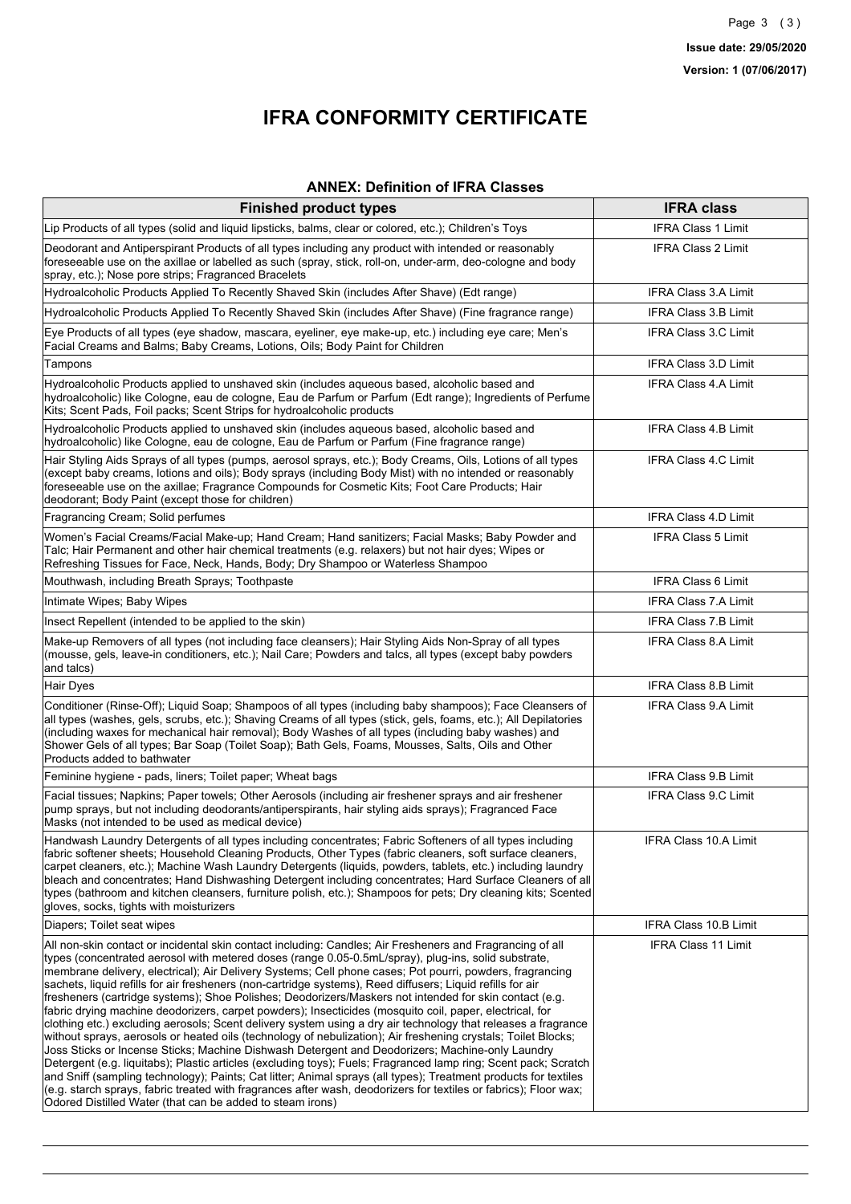# IFRA CONFORMITY CERTIFICATE

### ANNEX: Definition of IFRA Classes

| Finished product types | IFRA class |
|---|---|
| Lip Products of all types (solid and liquid lipsticks, balms, clear or colored, etc.); Children's Toys | IFRA Class 1 Limit |
| Deodorant and Antiperspirant Products of all types including any product with intended or reasonably foreseeable use on the axillae or labelled as such (spray, stick, roll-on, under-arm, deo-cologne and body spray, etc.); Nose pore strips; Fragranced Bracelets | IFRA Class 2 Limit |
| Hydroalcoholic Products Applied To Recently Shaved Skin (includes After Shave) (Edt range) | IFRA Class 3.A Limit |
| Hydroalcoholic Products Applied To Recently Shaved Skin (includes After Shave) (Fine fragrance range) | IFRA Class 3.B Limit |
| Eye Products of all types (eye shadow, mascara, eyeliner, eye make-up, etc.) including eye care; Men's Facial Creams and Balms; Baby Creams, Lotions, Oils; Body Paint for Children | IFRA Class 3.C Limit |
| Tampons | IFRA Class 3.D Limit |
| Hydroalcoholic Products applied to unshaved skin (includes aqueous based, alcoholic based and hydroalcoholic) like Cologne, eau de cologne, Eau de Parfum or Parfum (Edt range); Ingredients of Perfume Kits; Scent Pads, Foil packs; Scent Strips for hydroalcoholic products | IFRA Class 4.A Limit |
| Hydroalcoholic Products applied to unshaved skin (includes aqueous based, alcoholic based and hydroalcoholic) like Cologne, eau de cologne, Eau de Parfum or Parfum (Fine fragrance range) | IFRA Class 4.B Limit |
| Hair Styling Aids Sprays of all types (pumps, aerosol sprays, etc.); Body Creams, Oils, Lotions of all types (except baby creams, lotions and oils); Body sprays (including Body Mist) with no intended or reasonably foreseeable use on the axillae; Fragrance Compounds for Cosmetic Kits; Foot Care Products; Hair deodorant; Body Paint (except those for children) | IFRA Class 4.C Limit |
| Fragrancing Cream; Solid perfumes | IFRA Class 4.D Limit |
| Women's Facial Creams/Facial Make-up; Hand Cream; Hand sanitizers; Facial Masks; Baby Powder and Talc; Hair Permanent and other hair chemical treatments (e.g. relaxers) but not hair dyes; Wipes or Refreshing Tissues for Face, Neck, Hands, Body; Dry Shampoo or Waterless Shampoo | IFRA Class 5 Limit |
| Mouthwash, including Breath Sprays; Toothpaste | IFRA Class 6 Limit |
| Intimate Wipes; Baby Wipes | IFRA Class 7.A Limit |
| Insect Repellent (intended to be applied to the skin) | IFRA Class 7.B Limit |
| Make-up Removers of all types (not including face cleansers); Hair Styling Aids Non-Spray of all types (mousse, gels, leave-in conditioners, etc.); Nail Care; Powders and talcs, all types (except baby powders and talcs) | IFRA Class 8.A Limit |
| Hair Dyes | IFRA Class 8.B Limit |
| Conditioner (Rinse-Off); Liquid Soap; Shampoos of all types (including baby shampoos); Face Cleansers of all types (washes, gels, scrubs, etc.); Shaving Creams of all types (stick, gels, foams, etc.); All Depilatories (including waxes for mechanical hair removal); Body Washes of all types (including baby washes) and Shower Gels of all types; Bar Soap (Toilet Soap); Bath Gels, Foams, Mousses, Salts, Oils and Other Products added to bathwater | IFRA Class 9.A Limit |
| Feminine hygiene - pads, liners; Toilet paper; Wheat bags | IFRA Class 9.B Limit |
| Facial tissues; Napkins; Paper towels; Other Aerosols (including air freshener sprays and air freshener pump sprays, but not including deodorants/antiperspirants, hair styling aids sprays); Fragranced Face Masks (not intended to be used as medical device) | IFRA Class 9.C Limit |
| Handwash Laundry Detergents of all types including concentrates; Fabric Softeners of all types including fabric softener sheets; Household Cleaning Products, Other Types (fabric cleaners, soft surface cleaners, carpet cleaners, etc.); Machine Wash Laundry Detergents (liquids, powders, tablets, etc.) including laundry bleach and concentrates; Hand Dishwashing Detergent including concentrates; Hard Surface Cleaners of all types (bathroom and kitchen cleansers, furniture polish, etc.); Shampoos for pets; Dry cleaning kits; Scented gloves, socks, tights with moisturizers | IFRA Class 10.A Limit |
| Diapers; Toilet seat wipes | IFRA Class 10.B Limit |
| All non-skin contact or incidental skin contact including: Candles; Air Fresheners and Fragrancing of all types (concentrated aerosol with metered doses (range 0.05-0.5mL/spray), plug-ins, solid substrate, membrane delivery, electrical); Air Delivery Systems; Cell phone cases; Pot pourri, powders, fragrancing sachets, liquid refills for air fresheners (non-cartridge systems), Reed diffusers; Liquid refills for air fresheners (cartridge systems); Shoe Polishes; Deodorizers/Maskers not intended for skin contact (e.g. fabric drying machine deodorizers, carpet powders); Insecticides (mosquito coil, paper, electrical, for clothing etc.) excluding aerosols; Scent delivery system using a dry air technology that releases a fragrance without sprays, aerosols or heated oils (technology of nebulization); Air freshening crystals; Toilet Blocks; Joss Sticks or Incense Sticks; Machine Dishwash Detergent and Deodorizers; Machine-only Laundry Detergent (e.g. liquitabs); Plastic articles (excluding toys); Fuels; Fragranced lamp ring; Scent pack; Scratch and Sniff (sampling technology); Paints; Cat litter; Animal sprays (all types); Treatment products for textiles (e.g. starch sprays, fabric treated with fragrances after wash, deodorizers for textiles or fabrics); Floor wax; Odored Distilled Water (that can be added to steam irons) | IFRA Class 11 Limit |